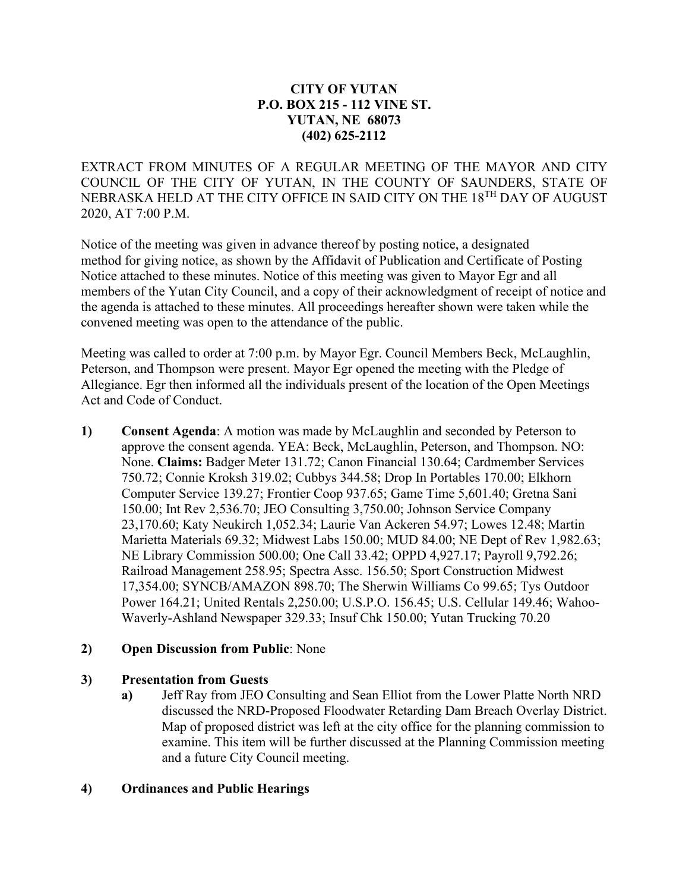**CITY OF YUTAN**
**P.O. BOX 215 - 112 VINE ST.**
**YUTAN, NE 68073**
**(402) 625-2112**

EXTRACT FROM MINUTES OF A REGULAR MEETING OF THE MAYOR AND CITY COUNCIL OF THE CITY OF YUTAN, IN THE COUNTY OF SAUNDERS, STATE OF NEBRASKA HELD AT THE CITY OFFICE IN SAID CITY ON THE 18TH DAY OF AUGUST 2020, AT 7:00 P.M.

Notice of the meeting was given in advance thereof by posting notice, a designated method for giving notice, as shown by the Affidavit of Publication and Certificate of Posting Notice attached to these minutes. Notice of this meeting was given to Mayor Egr and all members of the Yutan City Council, and a copy of their acknowledgment of receipt of notice and the agenda is attached to these minutes. All proceedings hereafter shown were taken while the convened meeting was open to the attendance of the public.

Meeting was called to order at 7:00 p.m. by Mayor Egr. Council Members Beck, McLaughlin, Peterson, and Thompson were present. Mayor Egr opened the meeting with the Pledge of Allegiance. Egr then informed all the individuals present of the location of the Open Meetings Act and Code of Conduct.

1) **Consent Agenda**: A motion was made by McLaughlin and seconded by Peterson to approve the consent agenda. YEA: Beck, McLaughlin, Peterson, and Thompson. NO: None. **Claims:** Badger Meter 131.72; Canon Financial 130.64; Cardmember Services 750.72; Connie Kroksh 319.02; Cubbys 344.58; Drop In Portables 170.00; Elkhorn Computer Service 139.27; Frontier Coop 937.65; Game Time 5,601.40; Gretna Sani 150.00; Int Rev 2,536.70; JEO Consulting 3,750.00; Johnson Service Company 23,170.60; Katy Neukirch 1,052.34; Laurie Van Ackeren 54.97; Lowes 12.48; Martin Marietta Materials 69.32; Midwest Labs 150.00; MUD 84.00; NE Dept of Rev 1,982.63; NE Library Commission 500.00; One Call 33.42; OPPD 4,927.17; Payroll 9,792.26; Railroad Management 258.95; Spectra Assc. 156.50; Sport Construction Midwest 17,354.00; SYNCB/AMAZON 898.70; The Sherwin Williams Co 99.65; Tys Outdoor Power 164.21; United Rentals 2,250.00; U.S.P.O. 156.45; U.S. Cellular 149.46; Wahoo-Waverly-Ashland Newspaper 329.33; Insuf Chk 150.00; Yutan Trucking 70.20

2) **Open Discussion from Public**: None

3) **Presentation from Guests**
   a) Jeff Ray from JEO Consulting and Sean Elliot from the Lower Platte North NRD discussed the NRD-Proposed Floodwater Retarding Dam Breach Overlay District. Map of proposed district was left at the city office for the planning commission to examine. This item will be further discussed at the Planning Commission meeting and a future City Council meeting.

4) **Ordinances and Public Hearings**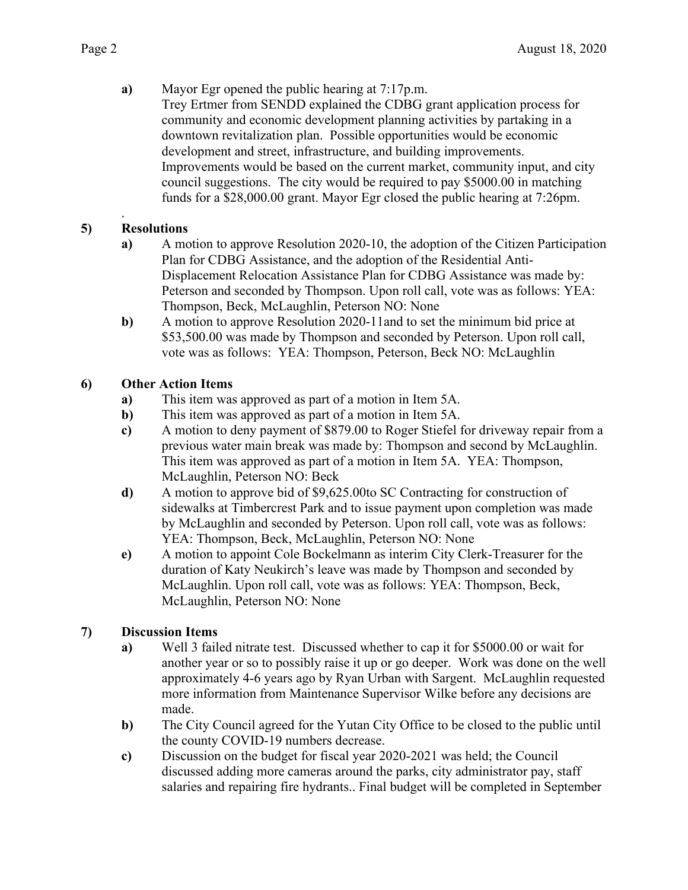**a)** Mayor Egr opened the public hearing at 7:17p.m.
Trey Ertmer from SENDD explained the CDBG grant application process for community and economic development planning activities by partaking in a downtown revitalization plan. Possible opportunities would be economic development and street, infrastructure, and building improvements. Improvements would be based on the current market, community input, and city council suggestions. The city would be required to pay $5000.00 in matching funds for a $28,000.00 grant. Mayor Egr closed the public hearing at 7:26pm.

.

**5) Resolutions**

**a)** A motion to approve Resolution 2020-10, the adoption of the Citizen Participation Plan for CDBG Assistance, and the adoption of the Residential Anti-Displacement Relocation Assistance Plan for CDBG Assistance was made by: Peterson and seconded by Thompson. Upon roll call, vote was as follows: YEA: Thompson, Beck, McLaughlin, Peterson NO: None

**b)** A motion to approve Resolution 2020-11and to set the minimum bid price at $53,500.00 was made by Thompson and seconded by Peterson. Upon roll call, vote was as follows: YEA: Thompson, Peterson, Beck NO: McLaughlin

**6) Other Action Items**

**a)** This item was approved as part of a motion in Item 5A.

**b)** This item was approved as part of a motion in Item 5A.

**c)** A motion to deny payment of $879.00 to Roger Stiefel for driveway repair from a previous water main break was made by: Thompson and second by McLaughlin. This item was approved as part of a motion in Item 5A. YEA: Thompson, McLaughlin, Peterson NO: Beck

**d)** A motion to approve bid of $9,625.00to SC Contracting for construction of sidewalks at Timbercrest Park and to issue payment upon completion was made by McLaughlin and seconded by Peterson. Upon roll call, vote was as follows: YEA: Thompson, Beck, McLaughlin, Peterson NO: None

**e)** A motion to appoint Cole Bockelmann as interim City Clerk-Treasurer for the duration of Katy Neukirch's leave was made by Thompson and seconded by McLaughlin. Upon roll call, vote was as follows: YEA: Thompson, Beck, McLaughlin, Peterson NO: None

**7) Discussion Items**

**a)** Well 3 failed nitrate test. Discussed whether to cap it for $5000.00 or wait for another year or so to possibly raise it up or go deeper. Work was done on the well approximately 4-6 years ago by Ryan Urban with Sargent. McLaughlin requested more information from Maintenance Supervisor Wilke before any decisions are made.

**b)** The City Council agreed for the Yutan City Office to be closed to the public until the county COVID-19 numbers decrease.

**c)** Discussion on the budget for fiscal year 2020-2021 was held; the Council discussed adding more cameras around the parks, city administrator pay, staff salaries and repairing fire hydrants.. Final budget will be completed in September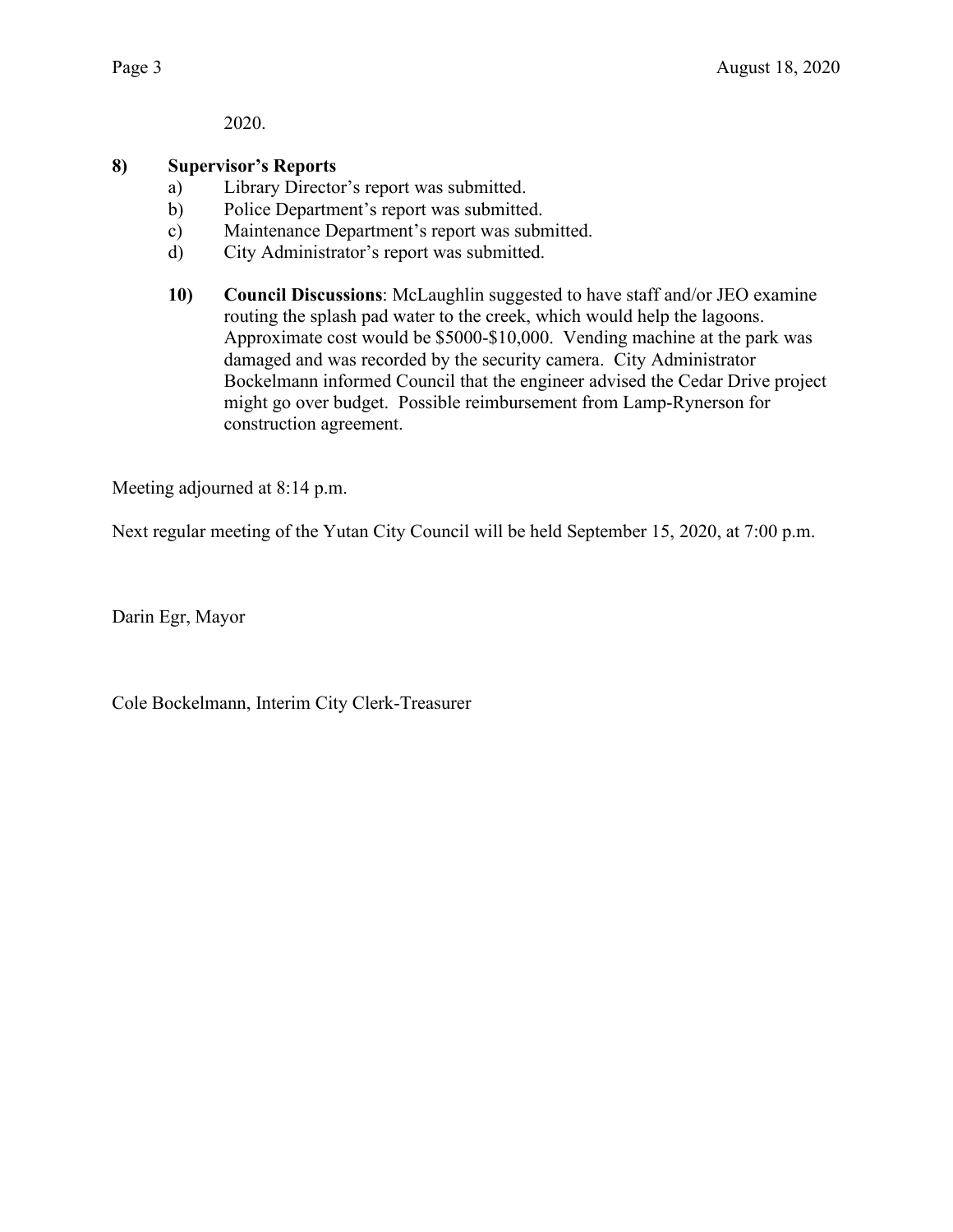2020.

**8) Supervisor's Reports**

a) Library Director's report was submitted.
b) Police Department's report was submitted.
c) Maintenance Department's report was submitted.
d) City Administrator's report was submitted.

**10) Council Discussions**: McLaughlin suggested to have staff and/or JEO examine routing the splash pad water to the creek, which would help the lagoons. Approximate cost would be $5000-$10,000. Vending machine at the park was damaged and was recorded by the security camera. City Administrator Bockelmann informed Council that the engineer advised the Cedar Drive project might go over budget. Possible reimbursement from Lamp-Rynerson for construction agreement.

Meeting adjourned at 8:14 p.m.

Next regular meeting of the Yutan City Council will be held September 15, 2020, at 7:00 p.m.

Darin Egr, Mayor

Cole Bockelmann, Interim City Clerk-Treasurer